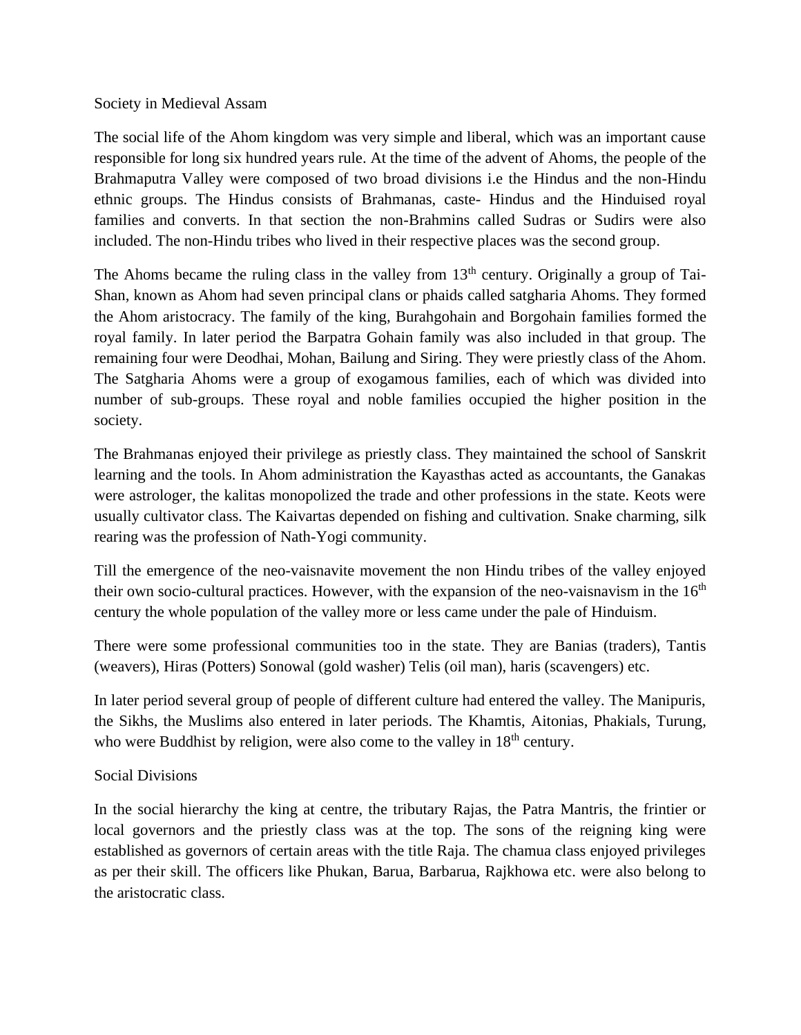# Society in Medieval Assam

The social life of the Ahom kingdom was very simple and liberal, which was an important cause responsible for long six hundred years rule. At the time of the advent of Ahoms, the people of the Brahmaputra Valley were composed of two broad divisions i.e the Hindus and the non-Hindu ethnic groups. The Hindus consists of Brahmanas, caste- Hindus and the Hinduised royal families and converts. In that section the non-Brahmins called Sudras or Sudirs were also included. The non-Hindu tribes who lived in their respective places was the second group.

The Ahoms became the ruling class in the valley from 13th century. Originally a group of Tai-Shan, known as Ahom had seven principal clans or phaids called satgharia Ahoms. They formed the Ahom aristocracy. The family of the king, Burahgohain and Borgohain families formed the royal family. In later period the Barpatra Gohain family was also included in that group. The remaining four were Deodhai, Mohan, Bailung and Siring. They were priestly class of the Ahom. The Satgharia Ahoms were a group of exogamous families, each of which was divided into number of sub-groups. These royal and noble families occupied the higher position in the society.

The Brahmanas enjoyed their privilege as priestly class. They maintained the school of Sanskrit learning and the tools. In Ahom administration the Kayasthas acted as accountants, the Ganakas were astrologer, the kalitas monopolized the trade and other professions in the state. Keots were usually cultivator class. The Kaivartas depended on fishing and cultivation. Snake charming, silk rearing was the profession of Nath-Yogi community.

Till the emergence of the neo-vaisnavite movement the non Hindu tribes of the valley enjoyed their own socio-cultural practices. However, with the expansion of the neo-vaisnavism in the 16th century the whole population of the valley more or less came under the pale of Hinduism.

There were some professional communities too in the state. They are Banias (traders), Tantis (weavers), Hiras (Potters) Sonowal (gold washer) Telis (oil man), haris (scavengers) etc.

In later period several group of people of different culture had entered the valley. The Manipuris, the Sikhs, the Muslims also entered in later periods. The Khamtis, Aitonias, Phakials, Turung, who were Buddhist by religion, were also come to the valley in 18th century.

## Social Divisions

In the social hierarchy the king at centre, the tributary Rajas, the Patra Mantris, the frintier or local governors and the priestly class was at the top. The sons of the reigning king were established as governors of certain areas with the title Raja. The chamua class enjoyed privileges as per their skill. The officers like Phukan, Barua, Barbarua, Rajkhowa etc. were also belong to the aristocratic class.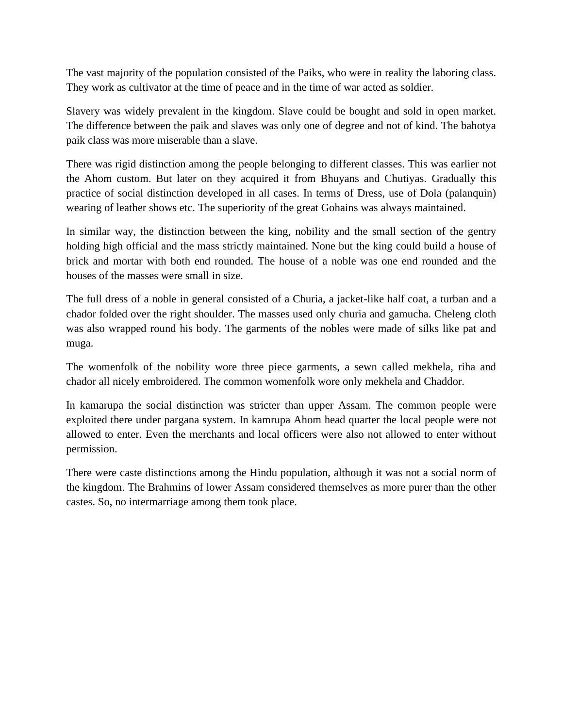The vast majority of the population consisted of the Paiks, who were in reality the laboring class. They work as cultivator at the time of peace and in the time of war acted as soldier.

Slavery was widely prevalent in the kingdom. Slave could be bought and sold in open market. The difference between the paik and slaves was only one of degree and not of kind. The bahotya paik class was more miserable than a slave.

There was rigid distinction among the people belonging to different classes. This was earlier not the Ahom custom. But later on they acquired it from Bhuyans and Chutiyas. Gradually this practice of social distinction developed in all cases. In terms of Dress, use of Dola (palanquin) wearing of leather shows etc. The superiority of the great Gohains was always maintained.

In similar way, the distinction between the king, nobility and the small section of the gentry holding high official and the mass strictly maintained. None but the king could build a house of brick and mortar with both end rounded. The house of a noble was one end rounded and the houses of the masses were small in size.

The full dress of a noble in general consisted of a Churia, a jacket-like half coat, a turban and a chador folded over the right shoulder. The masses used only churia and gamucha. Cheleng cloth was also wrapped round his body. The garments of the nobles were made of silks like pat and muga.

The womenfolk of the nobility wore three piece garments, a sewn called mekhela, riha and chador all nicely embroidered. The common womenfolk wore only mekhela and Chaddor.

In kamarupa the social distinction was stricter than upper Assam. The common people were exploited there under pargana system. In kamrupa Ahom head quarter the local people were not allowed to enter. Even the merchants and local officers were also not allowed to enter without permission.

There were caste distinctions among the Hindu population, although it was not a social norm of the kingdom. The Brahmins of lower Assam considered themselves as more purer than the other castes. So, no intermarriage among them took place.